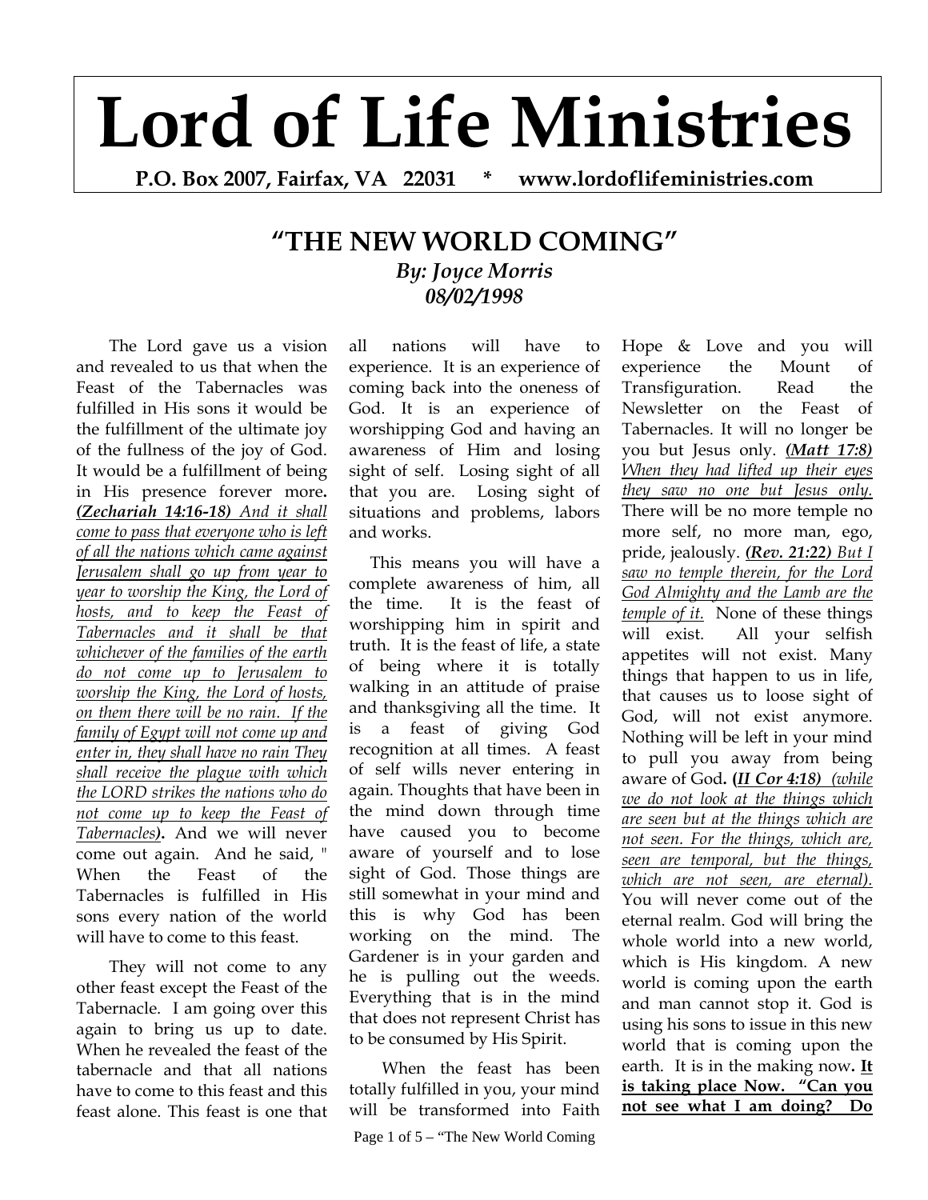# Lord of Life Ministries

**P.O. Box 2007, Fairfax, VA 22031 * www.lordoflifeministries.com**

## "THE NEW WORLD COMING"

***By: Joyce Morris***
***08/02/1998***

The Lord gave us a vision and revealed to us that when the Feast of the Tabernacles was fulfilled in His sons it would be the fulfillment of the ultimate joy of the fullness of the joy of God. It would be a fulfillment of being in His presence forever more**.** ***(Zechariah 14:16-18)*** *And it shall come to pass that everyone who is left of all the nations which came against Jerusalem shall go up from year to year to worship the King, the Lord of hosts, and to keep the Feast of Tabernacles and it shall be that whichever of the families of the earth do not come up to Jerusalem to worship the King, the Lord of hosts, on them there will be no rain. If the family of Egypt will not come up and enter in, they shall have no rain They shall receive the plague with which the LORD strikes the nations who do not come up to keep the Feast of Tabernacles)***.** And we will never come out again. And he said, " When the Feast of the Tabernacles is fulfilled in His sons every nation of the world will have to come to this feast.

They will not come to any other feast except the Feast of the Tabernacle. I am going over this again to bring us up to date. When he revealed the feast of the tabernacle and that all nations have to come to this feast and this feast alone. This feast is one that all nations will have to experience. It is an experience of coming back into the oneness of God. It is an experience of worshipping God and having an awareness of Him and losing sight of self. Losing sight of all that you are. Losing sight of situations and problems, labors and works.

This means you will have a complete awareness of him, all the time. It is the feast of worshipping him in spirit and truth. It is the feast of life, a state of being where it is totally walking in an attitude of praise and thanksgiving all the time. It is a feast of giving God recognition at all times. A feast of self wills never entering in again. Thoughts that have been in the mind down through time have caused you to become aware of yourself and to lose sight of God. Those things are still somewhat in your mind and this is why God has been working on the mind. The Gardener is in your garden and he is pulling out the weeds. Everything that is in the mind that does not represent Christ has to be consumed by His Spirit.

When the feast has been totally fulfilled in you, your mind will be transformed into Faith Hope & Love and you will experience the Mount of Transfiguration. Read the Newsletter on the Feast of Tabernacles. It will no longer be you but Jesus only. ***(Matt 17:8)*** *When they had lifted up their eyes they saw no one but Jesus only.* There will be no more temple no more self, no more man, ego, pride, jealously. ***(Rev. 21:22)*** *But I saw no temple therein, for the Lord God Almighty and the Lamb are the temple of it.* None of these things will exist. All your selfish appetites will not exist. Many things that happen to us in life, that causes us to loose sight of God, will not exist anymore. Nothing will be left in your mind to pull you away from being aware of God**. (*II Cor 4:18*)** *(while we do not look at the things which are seen but at the things which are not seen. For the things, which are, seen are temporal, but the things, which are not seen, are eternal).* You will never come out of the eternal realm. God will bring the whole world into a new world, which is His kingdom. A new world is coming upon the earth and man cannot stop it. God is using his sons to issue in this new world that is coming upon the earth. It is in the making now**. It is taking place Now. "Can you not see what I am doing? Do**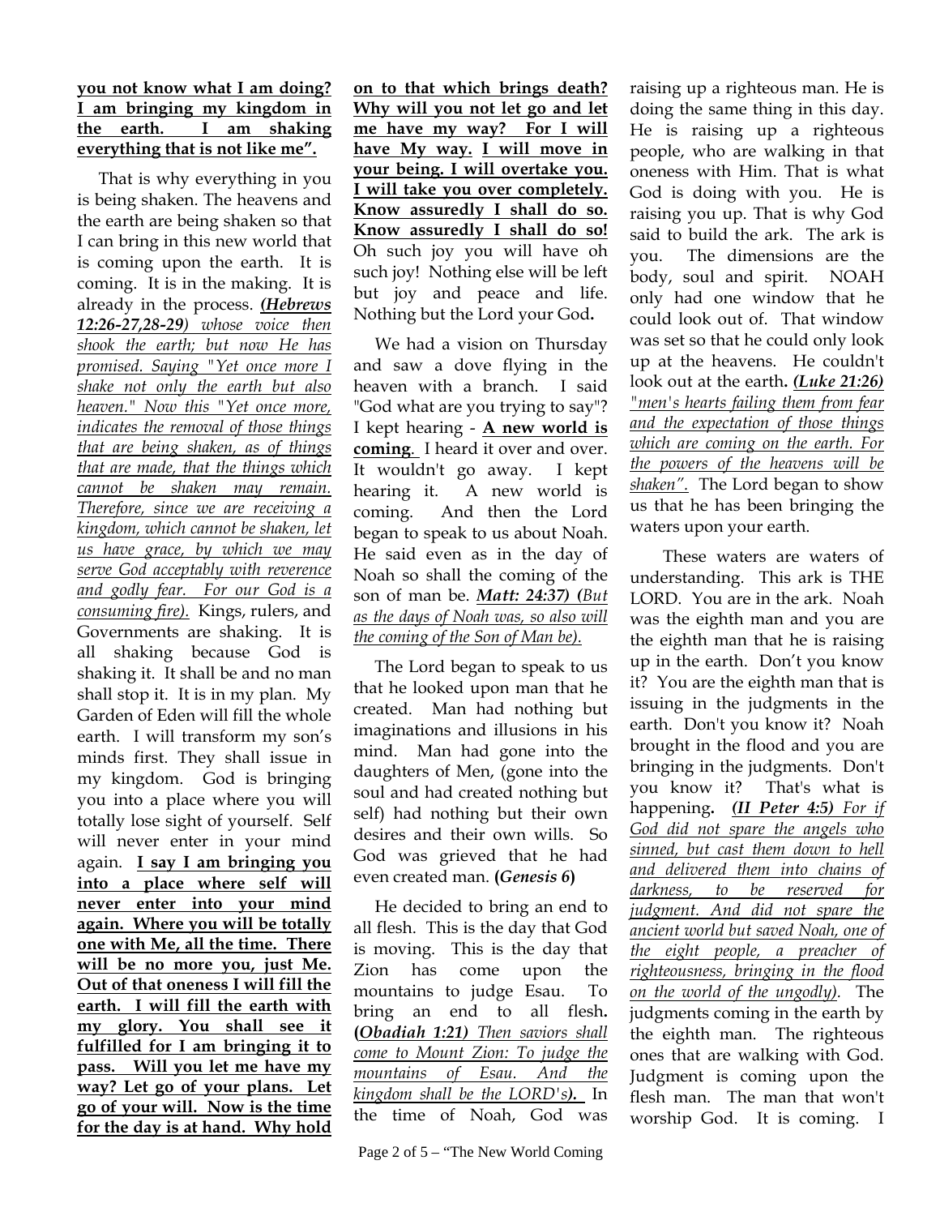**you not know what I am doing? I am bringing my kingdom in the earth. I am shaking everything that is not like me".**

That is why everything in you is being shaken. The heavens and the earth are being shaken so that I can bring in this new world that is coming upon the earth. It is coming. It is in the making. It is already in the process. ***(Hebrews 12:26-27,28-29****) whose voice then shook the earth; but now He has promised. Saying "Yet once more I shake not only the earth but also heaven." Now this "Yet once more, indicates the removal of those things that are being shaken, as of things that are made, that the things which cannot be shaken may remain. Therefore, since we are receiving a kingdom, which cannot be shaken, let us have grace, by which we may serve God acceptably with reverence and godly fear. For our God is a consuming fire).* Kings, rulers, and Governments are shaking. It is all shaking because God is shaking it. It shall be and no man shall stop it. It is in my plan. My Garden of Eden will fill the whole earth. I will transform my son's minds first. They shall issue in my kingdom. God is bringing you into a place where you will totally lose sight of yourself. Self will never enter in your mind again. **I say I am bringing you into a place where self will never enter into your mind again. Where you will be totally one with Me, all the time. There will be no more you, just Me. Out of that oneness I will fill the earth. I will fill the earth with my glory. You shall see it fulfilled for I am bringing it to pass. Will you let me have my way? Let go of your plans. Let go of your will. Now is the time for the day is at hand. Why hold on to that which brings death? Why will you not let go and let me have my way? For I will have My way. I will move in your being. I will overtake you. I will take you over completely. Know assuredly I shall do so. Know assuredly I shall do so!** Oh such joy you will have oh such joy! Nothing else will be left but joy and peace and life. Nothing but the Lord your God**.**

We had a vision on Thursday and saw a dove flying in the heaven with a branch. I said "God what are you trying to say"? I kept hearing - **A new world is coming**. I heard it over and over. It wouldn't go away. I kept hearing it. A new world is coming. And then the Lord began to speak to us about Noah. He said even as in the day of Noah so shall the coming of the son of man be. ***Matt: 24:37)*** *(But as the days of Noah was, so also will the coming of the Son of Man be).*

The Lord began to speak to us that he looked upon man that he created. Man had nothing but imaginations and illusions in his mind. Man had gone into the daughters of Men, (gone into the soul and had created nothing but self) had nothing but their own desires and their own wills. So God was grieved that he had even created man. **(*Genesis 6*)**

He decided to bring an end to all flesh. This is the day that God is moving. This is the day that Zion has come upon the mountains to judge Esau. To bring an end to all flesh**. (*Obadiah 1:21)*** *Then saviors shall come to Mount Zion: To judge the mountains of Esau. And the kingdom shall be the LORD's****).*** In the time of Noah, God was raising up a righteous man. He is doing the same thing in this day. He is raising up a righteous people, who are walking in that oneness with Him. That is what God is doing with you. He is raising you up. That is why God said to build the ark. The ark is you. The dimensions are the body, soul and spirit. NOAH only had one window that he could look out of. That window was set so that he could only look up at the heavens. He couldn't look out at the earth**. *(Luke 21:26)*** *"men's hearts failing them from fear and the expectation of those things which are coming on the earth. For the powers of the heavens will be shaken".* The Lord began to show us that he has been bringing the waters upon your earth.

These waters are waters of understanding. This ark is THE LORD. You are in the ark. Noah was the eighth man and you are the eighth man that he is raising up in the earth. Don't you know it? You are the eighth man that is issuing in the judgments in the earth. Don't you know it? Noah brought in the flood and you are bringing in the judgments. Don't you know it? That's what is happening**. *(II Peter 4:5)*** *For if God did not spare the angels who sinned, but cast them down to hell and delivered them into chains of darkness, to be reserved for judgment. And did not spare the ancient world but saved Noah, one of the eight people, a preacher of righteousness, bringing in the flood on the world of the ungodly).* The judgments coming in the earth by the eighth man. The righteous ones that are walking with God. Judgment is coming upon the flesh man. The man that won't worship God. It is coming. I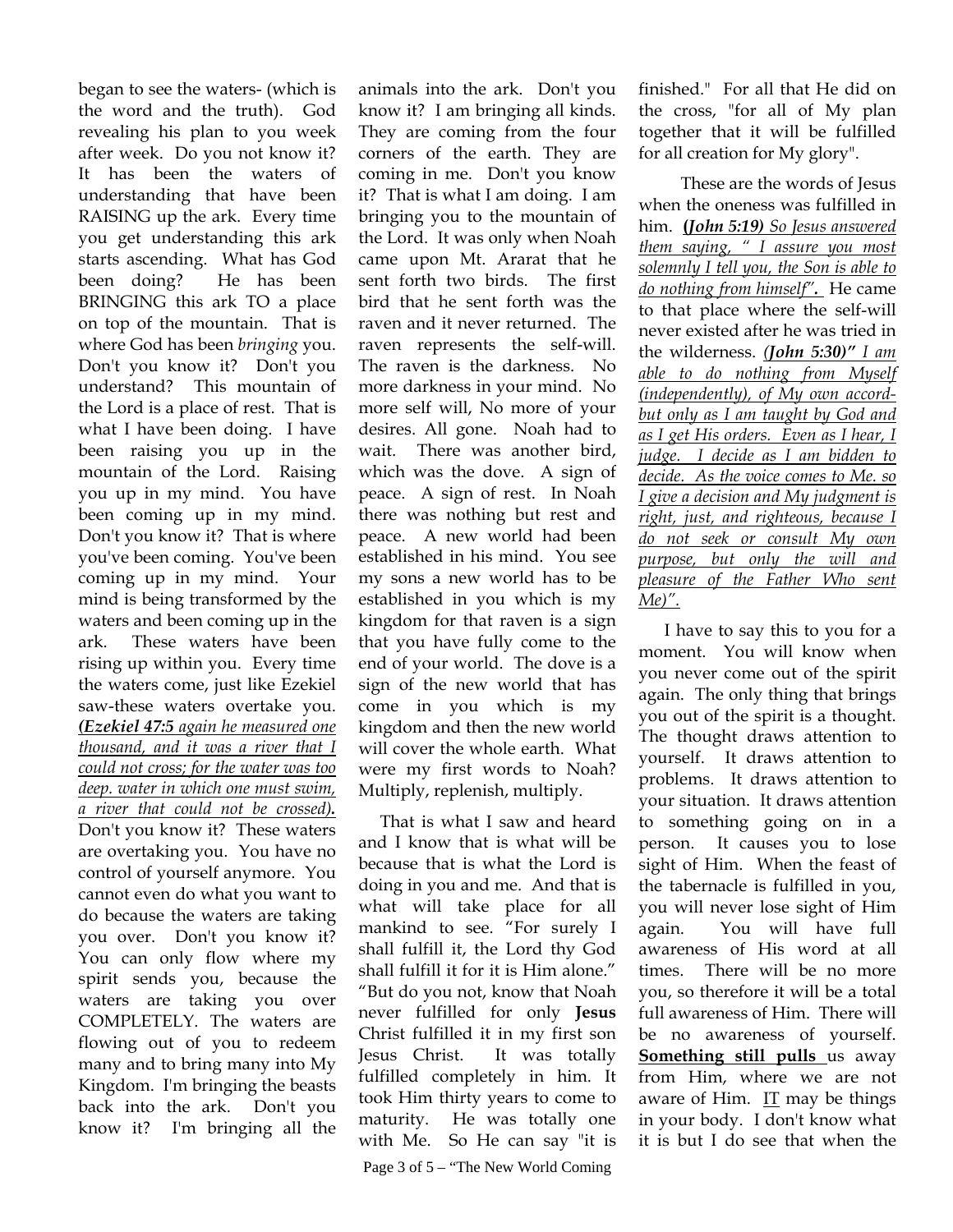began to see the waters- (which is the word and the truth). God revealing his plan to you week after week. Do you not know it? It has been the waters of understanding that have been RAISING up the ark. Every time you get understanding this ark starts ascending. What has God been doing? He has been BRINGING this ark TO a place on top of the mountain. That is where God has been *bringing* you. Don't you know it? Don't you understand? This mountain of the Lord is a place of rest. That is what I have been doing. I have been raising you up in the mountain of the Lord. Raising you up in my mind. You have been coming up in my mind. Don't you know it? That is where you've been coming. You've been coming up in my mind. Your mind is being transformed by the waters and been coming up in the ark. These waters have been rising up within you. Every time the waters come, just like Ezekiel saw-these waters overtake you. ***(Ezekiel 47:5** again he measured one thousand, and it was a river that I could not cross; for the water was too deep. water in which one must swim, a river that could not be crossed)***. Don't you know it? These waters are overtaking you. You have no control of yourself anymore. You cannot even do what you want to do because the waters are taking you over. Don't you know it? You can only flow where my spirit sends you, because the waters are taking you over COMPLETELY. The waters are flowing out of you to redeem many and to bring many into My Kingdom. I'm bringing the beasts back into the ark. Don't you know it? I'm bringing all the animals into the ark. Don't you know it? I am bringing all kinds. They are coming from the four corners of the earth. They are coming in me. Don't you know it? That is what I am doing. I am bringing you to the mountain of the Lord. It was only when Noah came upon Mt. Ararat that he sent forth two birds. The first bird that he sent forth was the raven and it never returned. The raven represents the self-will. The raven is the darkness. No more darkness in your mind. No more self will, No more of your desires. All gone. Noah had to wait. There was another bird, which was the dove. A sign of peace. A sign of rest. In Noah there was nothing but rest and peace. A new world had been established in his mind. You see my sons a new world has to be established in you which is my kingdom for that raven is a sign that you have fully come to the end of your world. The dove is a sign of the new world that has come in you which is my kingdom and then the new world will cover the whole earth. What were my first words to Noah? Multiply, replenish, multiply.

That is what I saw and heard and I know that is what will be because that is what the Lord is doing in you and me. And that is what will take place for all mankind to see. "For surely I shall fulfill it, the Lord thy God shall fulfill it for it is Him alone." "But do you not, know that Noah never fulfilled for only **Jesus** Christ fulfilled it in my first son Jesus Christ. It was totally fulfilled completely in him. It took Him thirty years to come to maturity. He was totally one with Me. So He can say "it is finished." For all that He did on the cross, "for all of My plan together that it will be fulfilled for all creation for My glory".

These are the words of Jesus when the oneness was fulfilled in him. ***(John 5:19)** So Jesus answered them saying, " I assure you most solemnly I tell you, the Son is able to do nothing from himself"*. He came to that place where the self-will never existed after he was tried in the wilderness. ***(John 5:30)"** I am able to do nothing from Myself (independently), of My own accord- but only as I am taught by God and as I get His orders. Even as I hear, I judge. I decide as I am bidden to decide. As the voice comes to Me. so I give a decision and My judgment is right, just, and righteous, because I do not seek or consult My own purpose, but only the will and pleasure of the Father Who sent Me)".*

I have to say this to you for a moment. You will know when you never come out of the spirit again. The only thing that brings you out of the spirit is a thought. The thought draws attention to yourself. It draws attention to problems. It draws attention to your situation. It draws attention to something going on in a person. It causes you to lose sight of Him. When the feast of the tabernacle is fulfilled in you, you will never lose sight of Him again. You will have full awareness of His word at all times. There will be no more you, so therefore it will be a total full awareness of Him. There will be no awareness of yourself. **Something still pulls** us away from Him, where we are not aware of Him. IT may be things in your body. I don't know what it is but I do see that when the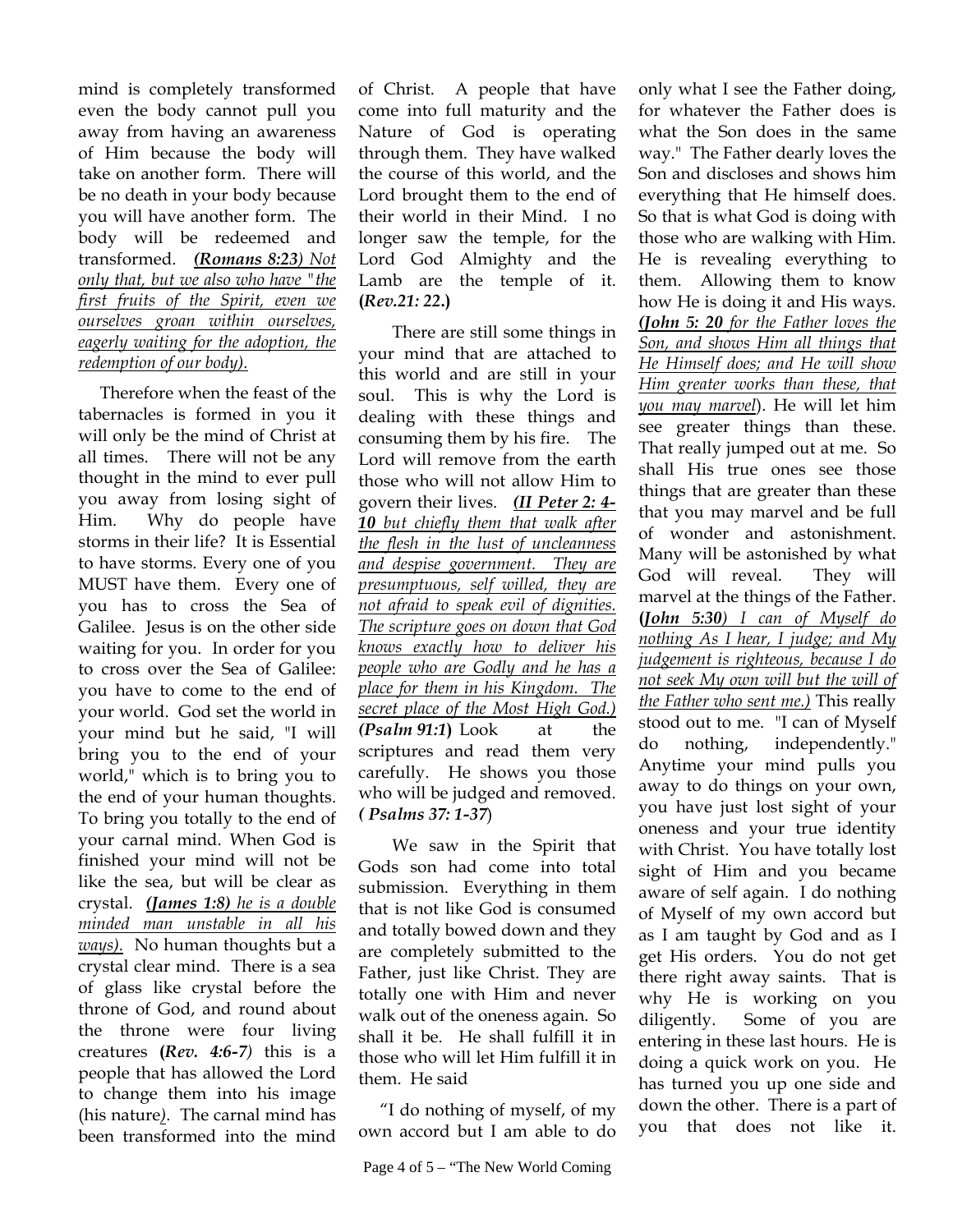mind is completely transformed even the body cannot pull you away from having an awareness of Him because the body will take on another form. There will be no death in your body because you will have another form. The body will be redeemed and transformed. ***(Romans 8:23)*** *Not only that, but we also who have "the first fruits of the Spirit, even we ourselves groan within ourselves, eagerly waiting for the adoption, the redemption of our body).*

Therefore when the feast of the tabernacles is formed in you it will only be the mind of Christ at all times. There will not be any thought in the mind to ever pull you away from losing sight of Him. Why do people have storms in their life? It is Essential to have storms. Every one of you MUST have them. Every one of you has to cross the Sea of Galilee. Jesus is on the other side waiting for you. In order for you to cross over the Sea of Galilee: you have to come to the end of your world. God set the world in your mind but he said, "I will bring you to the end of your world," which is to bring you to the end of your human thoughts. To bring you totally to the end of your carnal mind. When God is finished your mind will not be like the sea, but will be clear as crystal. ***(James 1:8)*** *he is a double minded man unstable in all his ways).* No human thoughts but a crystal clear mind. There is a sea of glass like crystal before the throne of God, and round about the throne were four living creatures **(*Rev. 4:6-7*)** this is a people that has allowed the Lord to change them into his image (his nature). The carnal mind has been transformed into the mind of Christ. A people that have come into full maturity and the Nature of God is operating through them. They have walked the course of this world, and the Lord brought them to the end of their world in their Mind. I no longer saw the temple, for the Lord God Almighty and the Lamb are the temple of it. **(*Rev.21: 22*.)**

There are still some things in your mind that are attached to this world and are still in your soul. This is why the Lord is dealing with these things and consuming them by his fire. The Lord will remove from the earth those who will not allow Him to govern their lives. ***(II Peter 2: 4-10*** *but chiefly them that walk after the flesh in the lust of uncleanness and despise government. They are presumptuous, self willed, they are not afraid to speak evil of dignities. The scripture goes on down that God knows exactly how to deliver his people who are Godly and he has a place for them in his Kingdom. The secret place of the Most High God.)* **(*Psalm 91:1*)** Look at the scriptures and read them very carefully. He shows you those who will be judged and removed. ***( Psalms 37: 1-37*)**

We saw in the Spirit that Gods son had come into total submission. Everything in them that is not like God is consumed and totally bowed down and they are completely submitted to the Father, just like Christ. They are totally one with Him and never walk out of the oneness again. So shall it be. He shall fulfill it in those who will let Him fulfill it in them. He said

"I do nothing of myself, of my own accord but I am able to do only what I see the Father doing, for whatever the Father does is what the Son does in the same way." The Father dearly loves the Son and discloses and shows him everything that He himself does. So that is what God is doing with those who are walking with Him. He is revealing everything to them. Allowing them to know how He is doing it and His ways. ***(John 5: 20*** *for the Father loves the Son, and shows Him all things that He Himself does; and He will show Him greater works than these, that you may marvel*). He will let him see greater things than these. That really jumped out at me. So shall His true ones see those things that are greater than these that you may marvel and be full of wonder and astonishment. Many will be astonished by what God will reveal. They will marvel at the things of the Father. **(*John 5:30*)** *I can of Myself do nothing As I hear, I judge; and My judgement is righteous, because I do not seek My own will but the will of the Father who sent me.)* This really stood out to me. "I can of Myself do nothing, independently." Anytime your mind pulls you away to do things on your own, you have just lost sight of your oneness and your true identity with Christ. You have totally lost sight of Him and you became aware of self again. I do nothing of Myself of my own accord but as I am taught by God and as I get His orders. You do not get there right away saints. That is why He is working on you diligently. Some of you are entering in these last hours. He is doing a quick work on you. He has turned you up one side and down the other. There is a part of you that does not like it.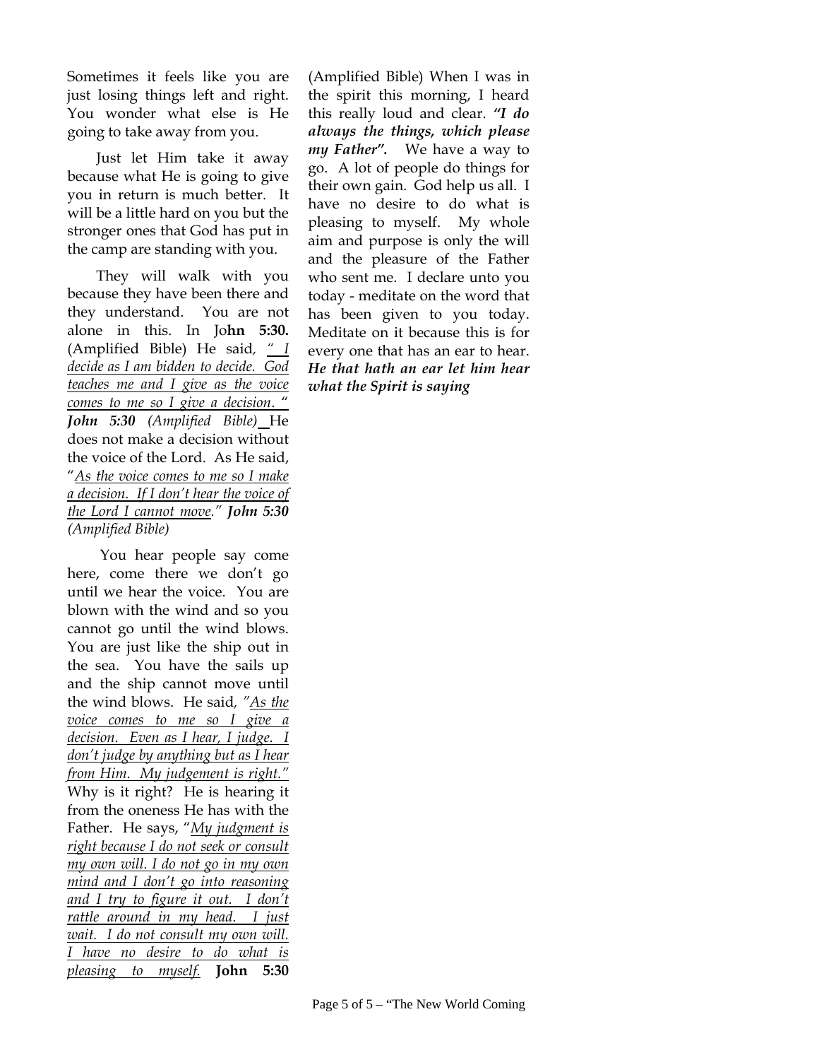Sometimes it feels like you are just losing things left and right. You wonder what else is He going to take away from you.

Just let Him take it away because what He is going to give you in return is much better. It will be a little hard on you but the stronger ones that God has put in the camp are standing with you.

They will walk with you because they have been there and they understand. You are not alone in this. In Jo**hn 5:30.** (Amplified Bible) He said, *" I decide as I am bidden to decide. God teaches me and I give as the voice comes to me so I give a decision."* ***John 5:30*** *(Amplified Bible)* He does not make a decision without the voice of the Lord. As He said, "*As the voice comes to me so I make a decision. If I don't hear the voice of the Lord I cannot move."* ***John 5:30*** *(Amplified Bible)*

You hear people say come here, come there we don't go until we hear the voice. You are blown with the wind and so you cannot go until the wind blows. You are just like the ship out in the sea. You have the sails up and the ship cannot move until the wind blows. He said, *"As the voice comes to me so I give a decision. Even as I hear, I judge. I don't judge by anything but as I hear from Him. My judgement is right."* Why is it right? He is hearing it from the oneness He has with the Father. He says, "*My judgment is right because I do not seek or consult my own will. I do not go in my own mind and I don't go into reasoning and I try to figure it out. I don't rattle around in my head. I just wait. I do not consult my own will. I have no desire to do what is pleasing to myself.* **John 5:30** (Amplified Bible) When I was in the spirit this morning, I heard this really loud and clear. ***"I do always the things, which please my Father".*** We have a way to go. A lot of people do things for their own gain. God help us all. I have no desire to do what is pleasing to myself. My whole aim and purpose is only the will and the pleasure of the Father who sent me. I declare unto you today - meditate on the word that has been given to you today. Meditate on it because this is for every one that has an ear to hear. ***He that hath an ear let him hear what the Spirit is saying***